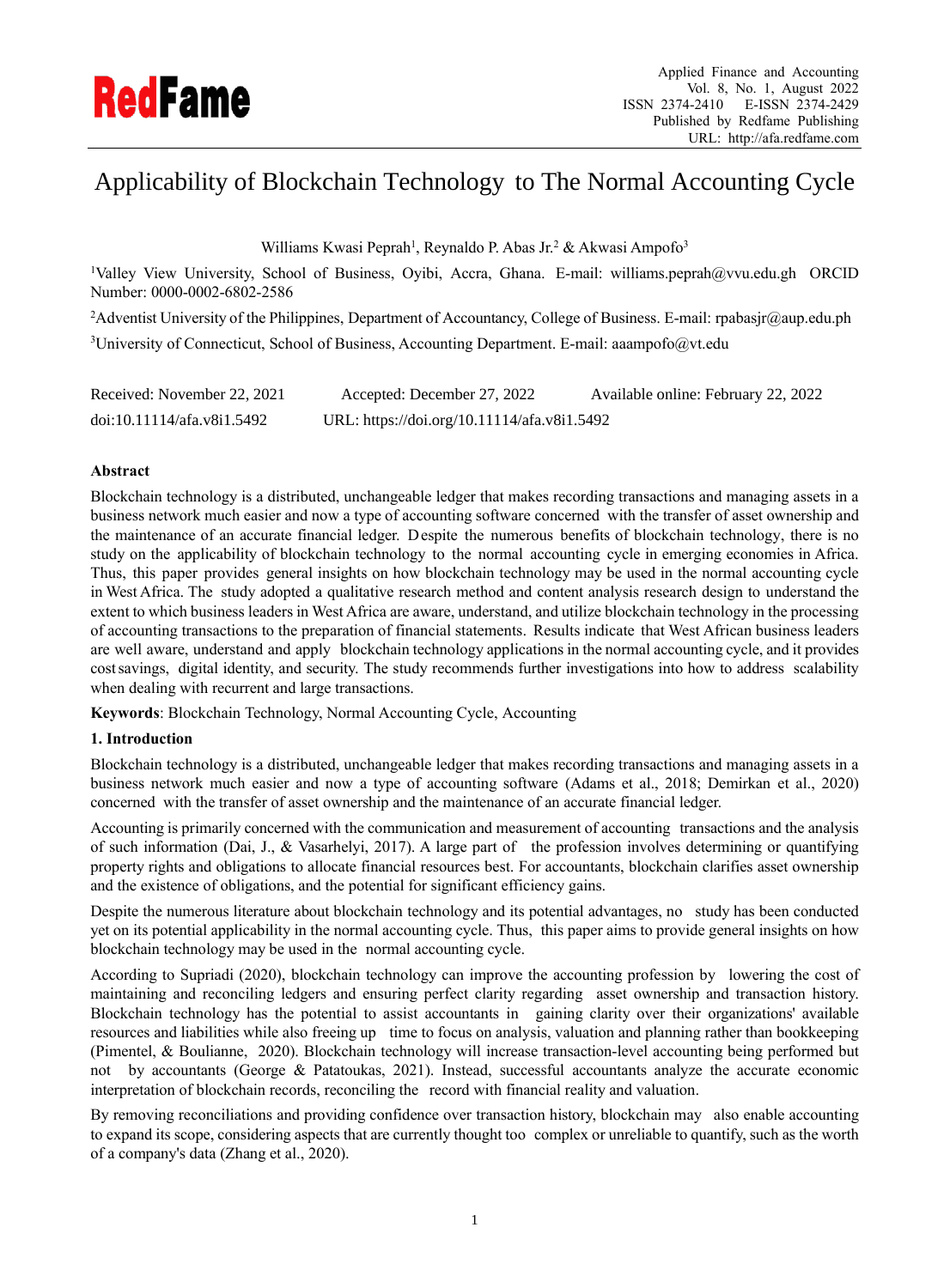# Applicability of Blockchain Technology to The Normal Accounting Cycle

Williams Kwasi Peprah[1], Reynaldo P. Abas Jr.[2] & Akwasi Ampofo[3]

[1]Valley View University, School of Business, Oyibi, Accra, Ghana. E-mail: williams.peprah@vvu.edu.gh ORCID Number: 0000-0002-6802-2586

[2]Adventist University of the Philippines, Department of Accountancy, College of Business. E-mail: rpabasjr@aup.edu.ph

[3]University of Connecticut, School of Business, Accounting Department. E-mail: aaampofo@vt.edu

Received: November 22, 2021 Accepted: December 27, 2022 Available online: February 22, 2022

doi:10.11114/afa.v8i1.5492 URL: https://doi.org/10.11114/afa.v8i1.5492

## Abstract

Blockchain technology is a distributed, unchangeable ledger that makes recording transactions and managing assets in a business network much easier and now a type of accounting software concerned with the transfer of asset ownership and the maintenance of an accurate financial ledger. Despite the numerous benefits of blockchain technology, there is no study on the applicability of blockchain technology to the normal accounting cycle in emerging economies in Africa. Thus, this paper provides general insights on how blockchain technology may be used in the normal accounting cycle in West Africa. The study adopted a qualitative research method and content analysis research design to understand the extent to which business leaders in West Africa are aware, understand, and utilize blockchain technology in the processing of accounting transactions to the preparation of financial statements. Results indicate that West African business leaders are well aware, understand and apply blockchain technology applications in the normal accounting cycle, and it provides cost savings, digital identity, and security. The study recommends further investigations into how to address scalability when dealing with recurrent and large transactions.

**Keywords**: Blockchain Technology, Normal Accounting Cycle, Accounting

## 1. Introduction

Blockchain technology is a distributed, unchangeable ledger that makes recording transactions and managing assets in a business network much easier and now a type of accounting software (Adams et al., 2018; Demirkan et al., 2020) concerned with the transfer of asset ownership and the maintenance of an accurate financial ledger.

Accounting is primarily concerned with the communication and measurement of accounting transactions and the analysis of such information (Dai, J., & Vasarhelyi, 2017). A large part of the profession involves determining or quantifying property rights and obligations to allocate financial resources best. For accountants, blockchain clarifies asset ownership and the existence of obligations, and the potential for significant efficiency gains.

Despite the numerous literature about blockchain technology and its potential advantages, no study has been conducted yet on its potential applicability in the normal accounting cycle. Thus, this paper aims to provide general insights on how blockchain technology may be used in the normal accounting cycle.

According to Supriadi (2020), blockchain technology can improve the accounting profession by lowering the cost of maintaining and reconciling ledgers and ensuring perfect clarity regarding asset ownership and transaction history. Blockchain technology has the potential to assist accountants in gaining clarity over their organizations' available resources and liabilities while also freeing up time to focus on analysis, valuation and planning rather than bookkeeping (Pimentel, & Boulianne, 2020). Blockchain technology will increase transaction-level accounting being performed but not by accountants (George & Patatoukas, 2021). Instead, successful accountants analyze the accurate economic interpretation of blockchain records, reconciling the record with financial reality and valuation.

By removing reconciliations and providing confidence over transaction history, blockchain may also enable accounting to expand its scope, considering aspects that are currently thought too complex or unreliable to quantify, such as the worth of a company's data (Zhang et al., 2020).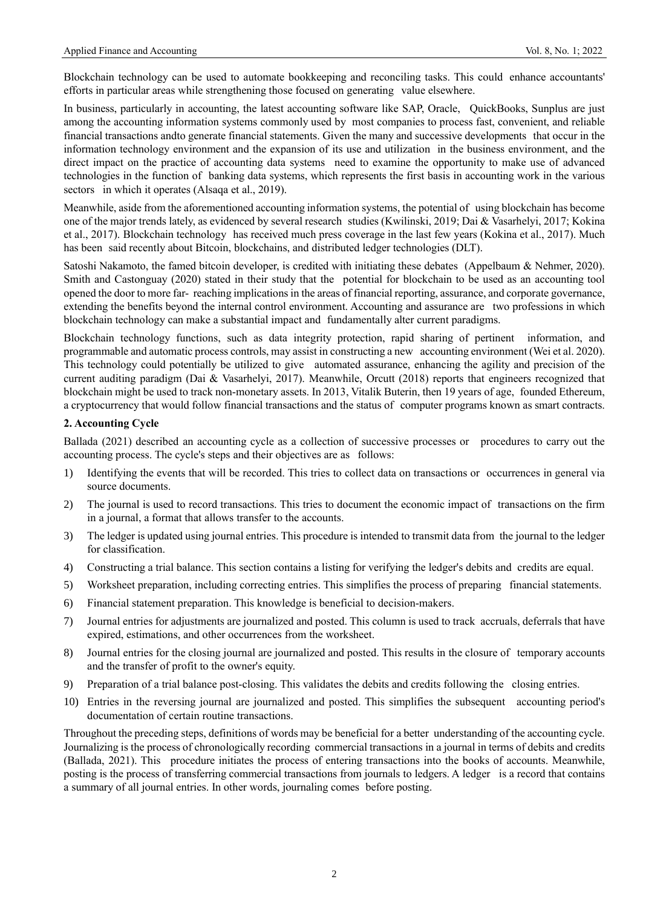Blockchain technology can be used to automate bookkeeping and reconciling tasks. This could enhance accountants' efforts in particular areas while strengthening those focused on generating value elsewhere.

In business, particularly in accounting, the latest accounting software like SAP, Oracle, QuickBooks, Sunplus are just among the accounting information systems commonly used by most companies to process fast, convenient, and reliable financial transactions andto generate financial statements. Given the many and successive developments that occur in the information technology environment and the expansion of its use and utilization in the business environment, and the direct impact on the practice of accounting data systems need to examine the opportunity to make use of advanced technologies in the function of banking data systems, which represents the first basis in accounting work in the various sectors in which it operates (Alsaqa et al., 2019).

Meanwhile, aside from the aforementioned accounting information systems, the potential of using blockchain has become one of the major trends lately, as evidenced by several research studies (Kwilinski, 2019; Dai & Vasarhelyi, 2017; Kokina et al., 2017). Blockchain technology has received much press coverage in the last few years (Kokina et al., 2017). Much has been said recently about Bitcoin, blockchains, and distributed ledger technologies (DLT).

Satoshi Nakamoto, the famed bitcoin developer, is credited with initiating these debates (Appelbaum & Nehmer, 2020). Smith and Castonguay (2020) stated in their study that the potential for blockchain to be used as an accounting tool opened the door to more far- reaching implications in the areas of financial reporting, assurance, and corporate governance, extending the benefits beyond the internal control environment. Accounting and assurance are two professions in which blockchain technology can make a substantial impact and fundamentally alter current paradigms.

Blockchain technology functions, such as data integrity protection, rapid sharing of pertinent information, and programmable and automatic process controls, may assist in constructing a new accounting environment (Wei et al. 2020). This technology could potentially be utilized to give automated assurance, enhancing the agility and precision of the current auditing paradigm (Dai & Vasarhelyi, 2017). Meanwhile, Orcutt (2018) reports that engineers recognized that blockchain might be used to track non-monetary assets. In 2013, Vitalik Buterin, then 19 years of age, founded Ethereum, a cryptocurrency that would follow financial transactions and the status of computer programs known as smart contracts.

## 2. Accounting Cycle

Ballada (2021) described an accounting cycle as a collection of successive processes or procedures to carry out the accounting process. The cycle's steps and their objectives are as follows:

1) Identifying the events that will be recorded. This tries to collect data on transactions or occurrences in general via source documents.
2) The journal is used to record transactions. This tries to document the economic impact of transactions on the firm in a journal, a format that allows transfer to the accounts.
3) The ledger is updated using journal entries. This procedure is intended to transmit data from the journal to the ledger for classification.
4) Constructing a trial balance. This section contains a listing for verifying the ledger's debits and credits are equal.
5) Worksheet preparation, including correcting entries. This simplifies the process of preparing financial statements.
6) Financial statement preparation. This knowledge is beneficial to decision-makers.
7) Journal entries for adjustments are journalized and posted. This column is used to track accruals, deferrals that have expired, estimations, and other occurrences from the worksheet.
8) Journal entries for the closing journal are journalized and posted. This results in the closure of temporary accounts and the transfer of profit to the owner's equity.
9) Preparation of a trial balance post-closing. This validates the debits and credits following the closing entries.
10) Entries in the reversing journal are journalized and posted. This simplifies the subsequent accounting period's documentation of certain routine transactions.

Throughout the preceding steps, definitions of words may be beneficial for a better understanding of the accounting cycle. Journalizing is the process of chronologically recording commercial transactions in a journal in terms of debits and credits (Ballada, 2021). This procedure initiates the process of entering transactions into the books of accounts. Meanwhile, posting is the process of transferring commercial transactions from journals to ledgers. A ledger is a record that contains a summary of all journal entries. In other words, journaling comes before posting.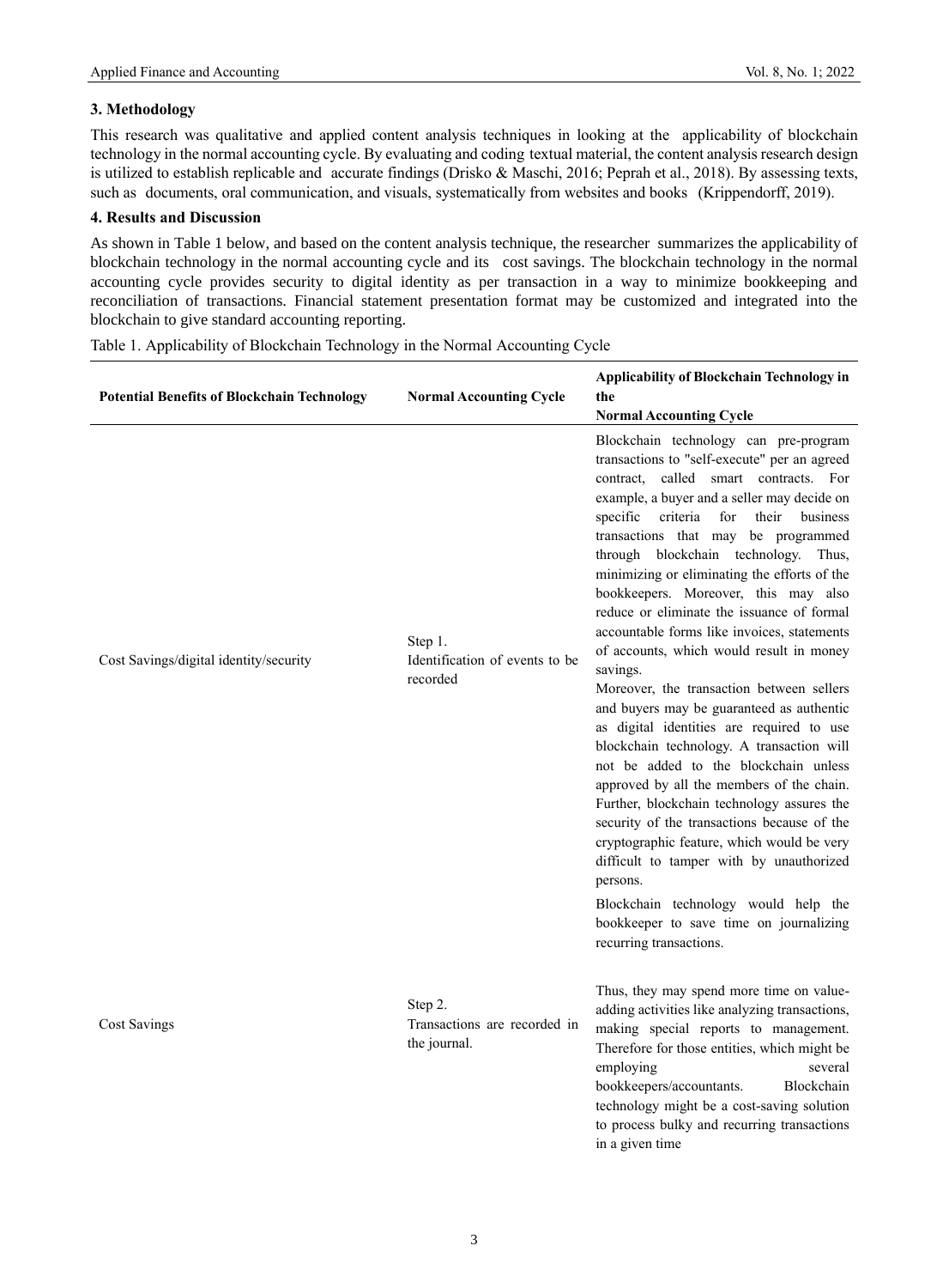## 3. Methodology

This research was qualitative and applied content analysis techniques in looking at the applicability of blockchain technology in the normal accounting cycle. By evaluating and coding textual material, the content analysis research design is utilized to establish replicable and accurate findings (Drisko & Maschi, 2016; Peprah et al., 2018). By assessing texts, such as documents, oral communication, and visuals, systematically from websites and books (Krippendorff, 2019).

## 4. Results and Discussion

As shown in Table 1 below, and based on the content analysis technique, the researcher summarizes the applicability of blockchain technology in the normal accounting cycle and its cost savings. The blockchain technology in the normal accounting cycle provides security to digital identity as per transaction in a way to minimize bookkeeping and reconciliation of transactions. Financial statement presentation format may be customized and integrated into the blockchain to give standard accounting reporting.

Table 1. Applicability of Blockchain Technology in the Normal Accounting Cycle

| Potential Benefits of Blockchain Technology | Normal Accounting Cycle | Applicability of Blockchain Technology in the Normal Accounting Cycle |
|---|---|---|
| Cost Savings/digital identity/security | Step 1. Identification of events to be recorded | Blockchain technology can pre-program transactions to "self-execute" per an agreed contract, called smart contracts. For example, a buyer and a seller may decide on specific criteria for their business transactions that may be programmed through blockchain technology. Thus, minimizing or eliminating the efforts of the bookkeepers. Moreover, this may also reduce or eliminate the issuance of formal accountable forms like invoices, statements of accounts, which would result in money savings. Moreover, the transaction between sellers and buyers may be guaranteed as authentic as digital identities are required to use blockchain technology. A transaction will not be added to the blockchain unless approved by all the members of the chain. Further, blockchain technology assures the security of the transactions because of the cryptographic feature, which would be very difficult to tamper with by unauthorized persons. |
| Cost Savings | Step 2. Transactions are recorded in the journal. | Blockchain technology would help the bookkeeper to save time on journalizing recurring transactions. Thus, they may spend more time on value-adding activities like analyzing transactions, making special reports to management. Therefore for those entities, which might be employing several bookkeepers/accountants. Blockchain technology might be a cost-saving solution to process bulky and recurring transactions in a given time |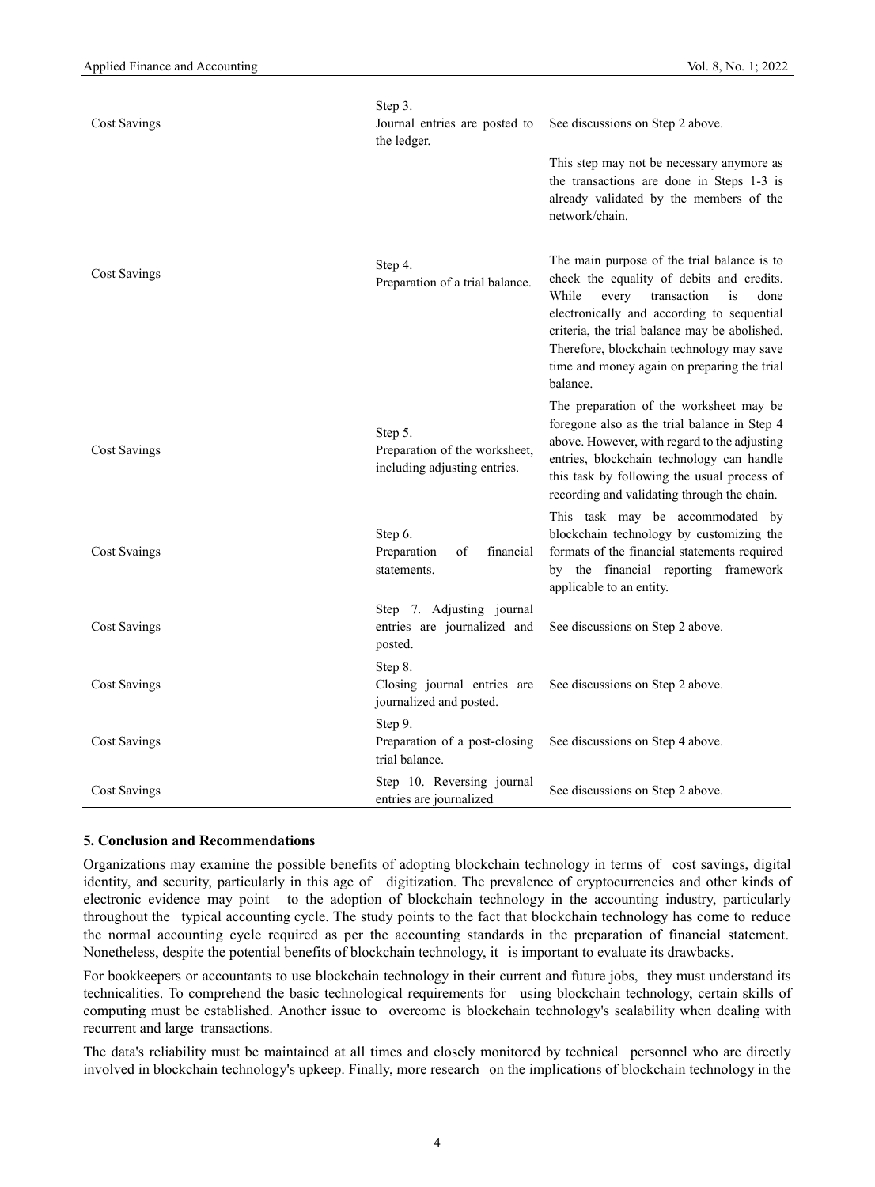| | | |
|---|---|---|
| Cost Savings | Step 3.<br>Journal entries are posted to the ledger. | See discussions on Step 2 above.<br><br>This step may not be necessary anymore as the transactions are done in Steps 1-3 is already validated by the members of the network/chain. |
| Cost Savings | Step 4.<br>Preparation of a trial balance. | The main purpose of the trial balance is to check the equality of debits and credits. While every transaction is done electronically and according to sequential criteria, the trial balance may be abolished. Therefore, blockchain technology may save time and money again on preparing the trial balance. |
| Cost Savings | Step 5.<br>Preparation of the worksheet, including adjusting entries. | The preparation of the worksheet may be foregone also as the trial balance in Step 4 above. However, with regard to the adjusting entries, blockchain technology can handle this task by following the usual process of recording and validating through the chain. |
| Cost Svaings | Step 6.<br>Preparation of financial statements. | This task may be accommodated by blockchain technology by customizing the formats of the financial statements required by the financial reporting framework applicable to an entity. |
| Cost Savings | Step 7. Adjusting journal entries are journalized and posted. | See discussions on Step 2 above. |
| Cost Savings | Step 8.<br>Closing journal entries are journalized and posted. | See discussions on Step 2 above. |
| Cost Savings | Step 9.<br>Preparation of a post-closing trial balance. | See discussions on Step 4 above. |
| Cost Savings | Step 10. Reversing journal entries are journalized | See discussions on Step 2 above. |

### 5. Conclusion and Recommendations

Organizations may examine the possible benefits of adopting blockchain technology in terms of cost savings, digital identity, and security, particularly in this age of digitization. The prevalence of cryptocurrencies and other kinds of electronic evidence may point to the adoption of blockchain technology in the accounting industry, particularly throughout the typical accounting cycle. The study points to the fact that blockchain technology has come to reduce the normal accounting cycle required as per the accounting standards in the preparation of financial statement. Nonetheless, despite the potential benefits of blockchain technology, it is important to evaluate its drawbacks.

For bookkeepers or accountants to use blockchain technology in their current and future jobs, they must understand its technicalities. To comprehend the basic technological requirements for using blockchain technology, certain skills of computing must be established. Another issue to overcome is blockchain technology's scalability when dealing with recurrent and large transactions.

The data's reliability must be maintained at all times and closely monitored by technical personnel who are directly involved in blockchain technology's upkeep. Finally, more research on the implications of blockchain technology in the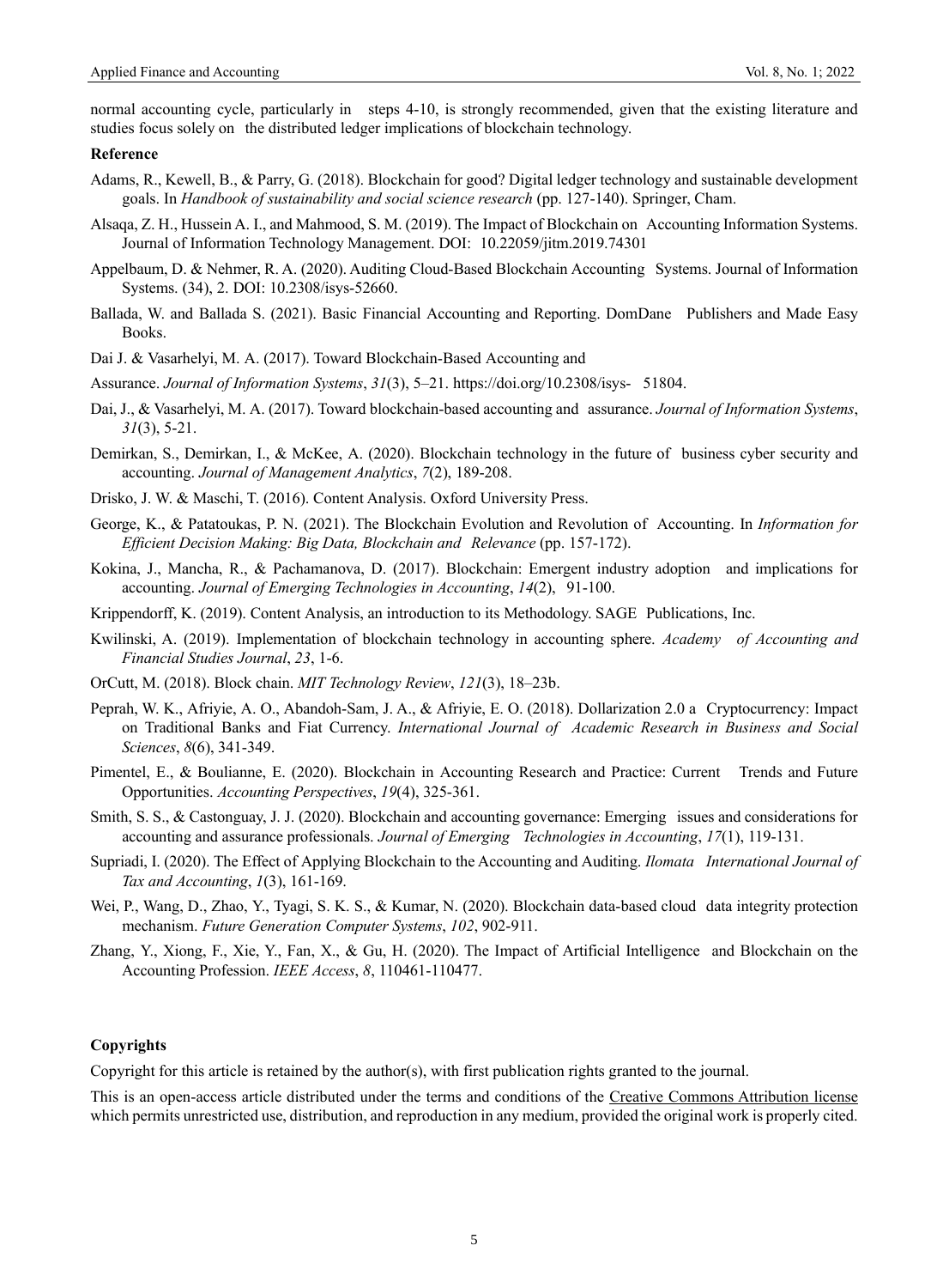normal accounting cycle, particularly in steps 4-10, is strongly recommended, given that the existing literature and studies focus solely on the distributed ledger implications of blockchain technology.

**Reference**

Adams, R., Kewell, B., & Parry, G. (2018). Blockchain for good? Digital ledger technology and sustainable development goals. In *Handbook of sustainability and social science research* (pp. 127-140). Springer, Cham.

Alsaqa, Z. H., Hussein A. I., and Mahmood, S. M. (2019). The Impact of Blockchain on Accounting Information Systems. Journal of Information Technology Management. DOI: 10.22059/jitm.2019.74301

Appelbaum, D. & Nehmer, R. A. (2020). Auditing Cloud-Based Blockchain Accounting Systems. Journal of Information Systems. (34), 2. DOI: 10.2308/isys-52660.

Ballada, W. and Ballada S. (2021). Basic Financial Accounting and Reporting. DomDane Publishers and Made Easy Books.

Dai J. & Vasarhelyi, M. A. (2017). Toward Blockchain-Based Accounting and

Assurance. *Journal of Information Systems*, *31*(3), 5–21. https://doi.org/10.2308/isys- 51804.

Dai, J., & Vasarhelyi, M. A. (2017). Toward blockchain-based accounting and assurance. *Journal of Information Systems*, *31*(3), 5-21.

Demirkan, S., Demirkan, I., & McKee, A. (2020). Blockchain technology in the future of business cyber security and accounting. *Journal of Management Analytics*, *7*(2), 189-208.

Drisko, J. W. & Maschi, T. (2016). Content Analysis. Oxford University Press.

George, K., & Patatoukas, P. N. (2021). The Blockchain Evolution and Revolution of Accounting. In *Information for Efficient Decision Making: Big Data, Blockchain and Relevance* (pp. 157-172).

Kokina, J., Mancha, R., & Pachamanova, D. (2017). Blockchain: Emergent industry adoption and implications for accounting. *Journal of Emerging Technologies in Accounting*, *14*(2), 91-100.

Krippendorff, K. (2019). Content Analysis, an introduction to its Methodology. SAGE Publications, Inc.

Kwilinski, A. (2019). Implementation of blockchain technology in accounting sphere. *Academy of Accounting and Financial Studies Journal*, *23*, 1-6.

OrCutt, M. (2018). Block chain. *MIT Technology Review*, *121*(3), 18–23b.

Peprah, W. K., Afriyie, A. O., Abandoh-Sam, J. A., & Afriyie, E. O. (2018). Dollarization 2.0 a Cryptocurrency: Impact on Traditional Banks and Fiat Currency. *International Journal of Academic Research in Business and Social Sciences*, *8*(6), 341-349.

Pimentel, E., & Boulianne, E. (2020). Blockchain in Accounting Research and Practice: Current Trends and Future Opportunities. *Accounting Perspectives*, *19*(4), 325-361.

Smith, S. S., & Castonguay, J. J. (2020). Blockchain and accounting governance: Emerging issues and considerations for accounting and assurance professionals. *Journal of Emerging Technologies in Accounting*, *17*(1), 119-131.

Supriadi, I. (2020). The Effect of Applying Blockchain to the Accounting and Auditing. *Ilomata International Journal of Tax and Accounting*, *1*(3), 161-169.

Wei, P., Wang, D., Zhao, Y., Tyagi, S. K. S., & Kumar, N. (2020). Blockchain data-based cloud data integrity protection mechanism. *Future Generation Computer Systems*, *102*, 902-911.

Zhang, Y., Xiong, F., Xie, Y., Fan, X., & Gu, H. (2020). The Impact of Artificial Intelligence and Blockchain on the Accounting Profession. *IEEE Access*, *8*, 110461-110477.

**Copyrights**

Copyright for this article is retained by the author(s), with first publication rights granted to the journal.

This is an open-access article distributed under the terms and conditions of the Creative Commons Attribution license which permits unrestricted use, distribution, and reproduction in any medium, provided the original work is properly cited.